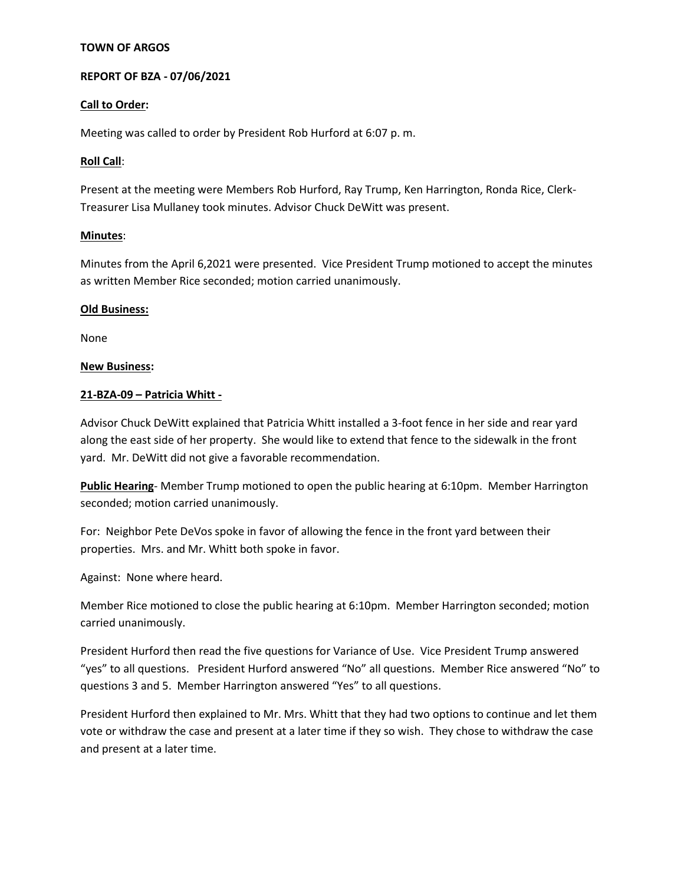**TOWN OF ARGOS**

**REPORT OF BZA - 07/06/2021**

**Call to Order:**

Meeting was called to order by President Rob Hurford at 6:07 p. m.

**Roll Call**:

Present at the meeting were Members Rob Hurford, Ray Trump, Ken Harrington, Ronda Rice, Clerk-Treasurer Lisa Mullaney took minutes. Advisor Chuck DeWitt was present.

**Minutes**:

Minutes from the April 6,2021 were presented. Vice President Trump motioned to accept the minutes as written Member Rice seconded; motion carried unanimously.

**Old Business:**

None

**New Business:**

**21-BZA-09 – Patricia Whitt -**

Advisor Chuck DeWitt explained that Patricia Whitt installed a 3-foot fence in her side and rear yard along the east side of her property. She would like to extend that fence to the sidewalk in the front yard. Mr. DeWitt did not give a favorable recommendation.

**Public Hearing**- Member Trump motioned to open the public hearing at 6:10pm. Member Harrington seconded; motion carried unanimously.

For: Neighbor Pete DeVos spoke in favor of allowing the fence in the front yard between their properties. Mrs. and Mr. Whitt both spoke in favor.

Against: None where heard.

Member Rice motioned to close the public hearing at 6:10pm. Member Harrington seconded; motion carried unanimously.

President Hurford then read the five questions for Variance of Use. Vice President Trump answered "yes" to all questions. President Hurford answered "No" all questions. Member Rice answered "No" to questions 3 and 5. Member Harrington answered "Yes" to all questions.

President Hurford then explained to Mr. Mrs. Whitt that they had two options to continue and let them vote or withdraw the case and present at a later time if they so wish. They chose to withdraw the case and present at a later time.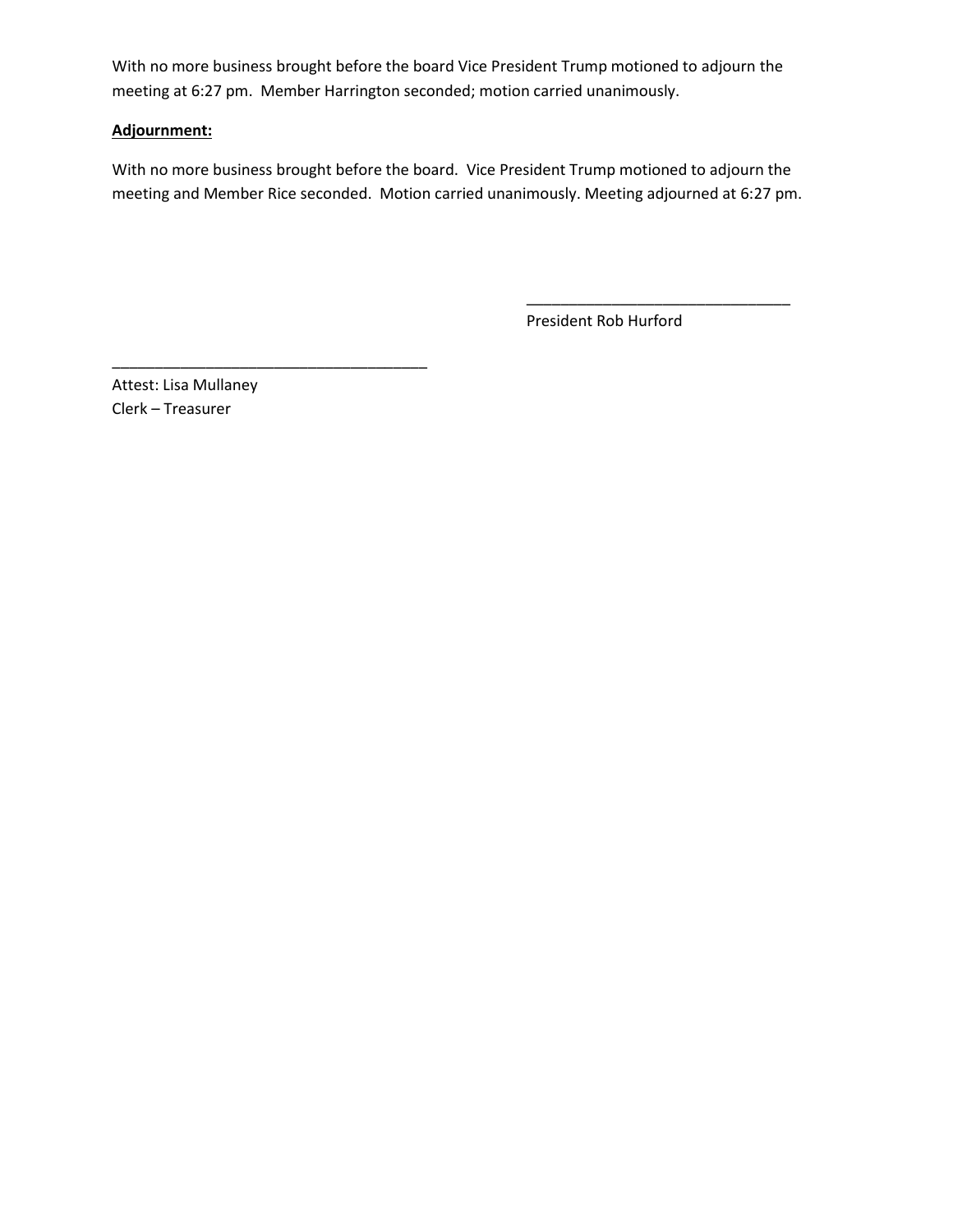With no more business brought before the board Vice President Trump motioned to adjourn the meeting at 6:27 pm. Member Harrington seconded; motion carried unanimously.

**Adjournment:**

With no more business brought before the board. Vice President Trump motioned to adjourn the meeting and Member Rice seconded. Motion carried unanimously. Meeting adjourned at 6:27 pm.

\_\_\_\_\_\_\_\_\_\_\_\_\_\_\_\_\_\_\_\_\_\_\_\_\_\_\_\_\_\_\_\_\_
President Rob Hurford

\_\_\_\_\_\_\_\_\_\_\_\_\_\_\_\_\_\_\_\_\_\_\_\_\_\_\_\_\_\_\_\_\_\_\_\_\_\_\_
Attest: Lisa Mullaney
Clerk – Treasurer